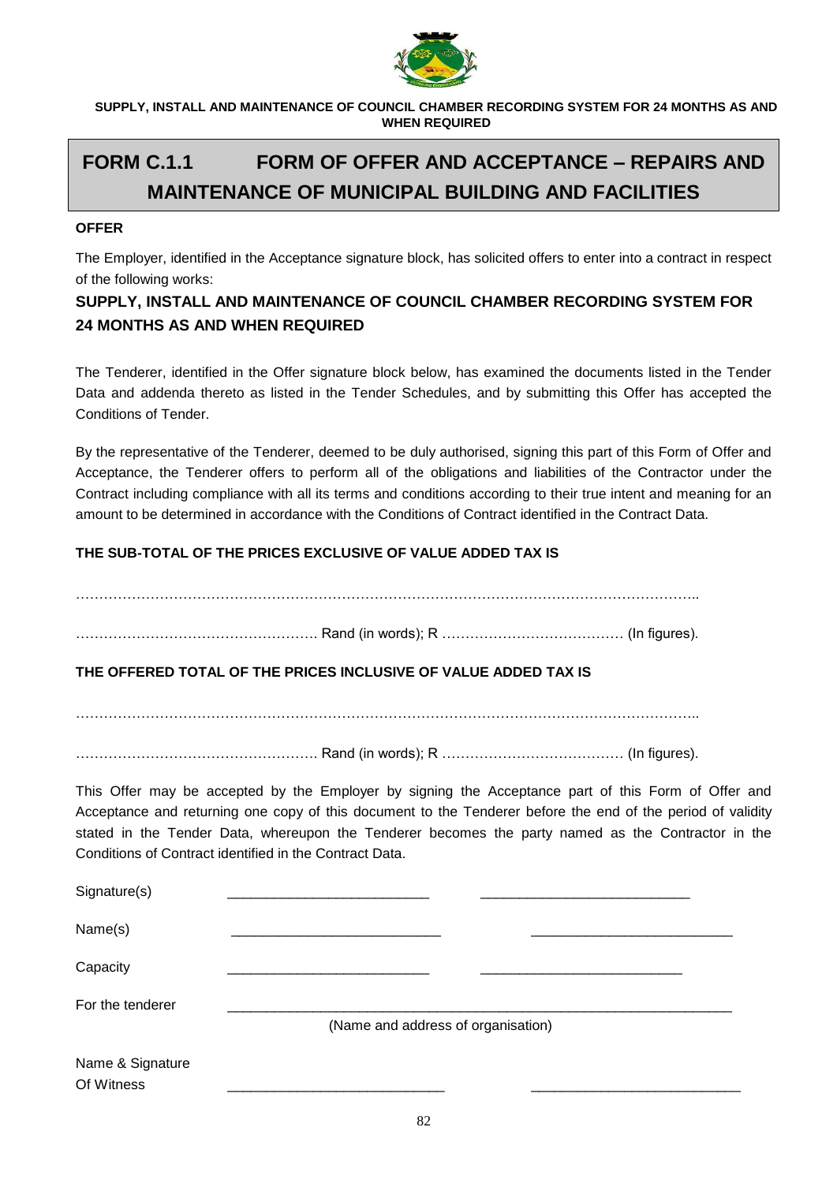**SUPPLY, INSTALL AND MAINTENANCE OF COUNCIL CHAMBER RECORDING SYSTEM FOR 24 MONTHS AS AND WHEN REQUIRED**

# FORM C.1.1 FORM OF OFFER AND ACCEPTANCE – REPAIRS AND MAINTENANCE OF MUNICIPAL BUILDING AND FACILITIES

**OFFER**

The Employer, identified in the Acceptance signature block, has solicited offers to enter into a contract in respect of the following works:

### SUPPLY, INSTALL AND MAINTENANCE OF COUNCIL CHAMBER RECORDING SYSTEM FOR 24 MONTHS AS AND WHEN REQUIRED

The Tenderer, identified in the Offer signature block below, has examined the documents listed in the Tender Data and addenda thereto as listed in the Tender Schedules, and by submitting this Offer has accepted the Conditions of Tender.

By the representative of the Tenderer, deemed to be duly authorised, signing this part of this Form of Offer and Acceptance, the Tenderer offers to perform all of the obligations and liabilities of the Contractor under the Contract including compliance with all its terms and conditions according to their true intent and meaning for an amount to be determined in accordance with the Conditions of Contract identified in the Contract Data.

**THE SUB-TOTAL OF THE PRICES EXCLUSIVE OF VALUE ADDED TAX IS**

……………………………………………………………………………………………………………………..

……………………………………………. Rand (in words); R ………………………………… (In figures).

**THE OFFERED TOTAL OF THE PRICES INCLUSIVE OF VALUE ADDED TAX IS**

……………………………………………………………………………………………………………………..

……………………………………………. Rand (in words); R ………………………………… (In figures).

This Offer may be accepted by the Employer by signing the Acceptance part of this Form of Offer and Acceptance and returning one copy of this document to the Tenderer before the end of the period of validity stated in the Tender Data, whereupon the Tenderer becomes the party named as the Contractor in the Conditions of Contract identified in the Contract Data.

Signature(s) ___________________________ ___________________________

Name(s) ___________________________ ___________________________

Capacity ___________________________ ___________________________

For the tenderer ___________________________________________________________________

(Name and address of organisation)

Name & Signature Of Witness ___________________________ ___________________________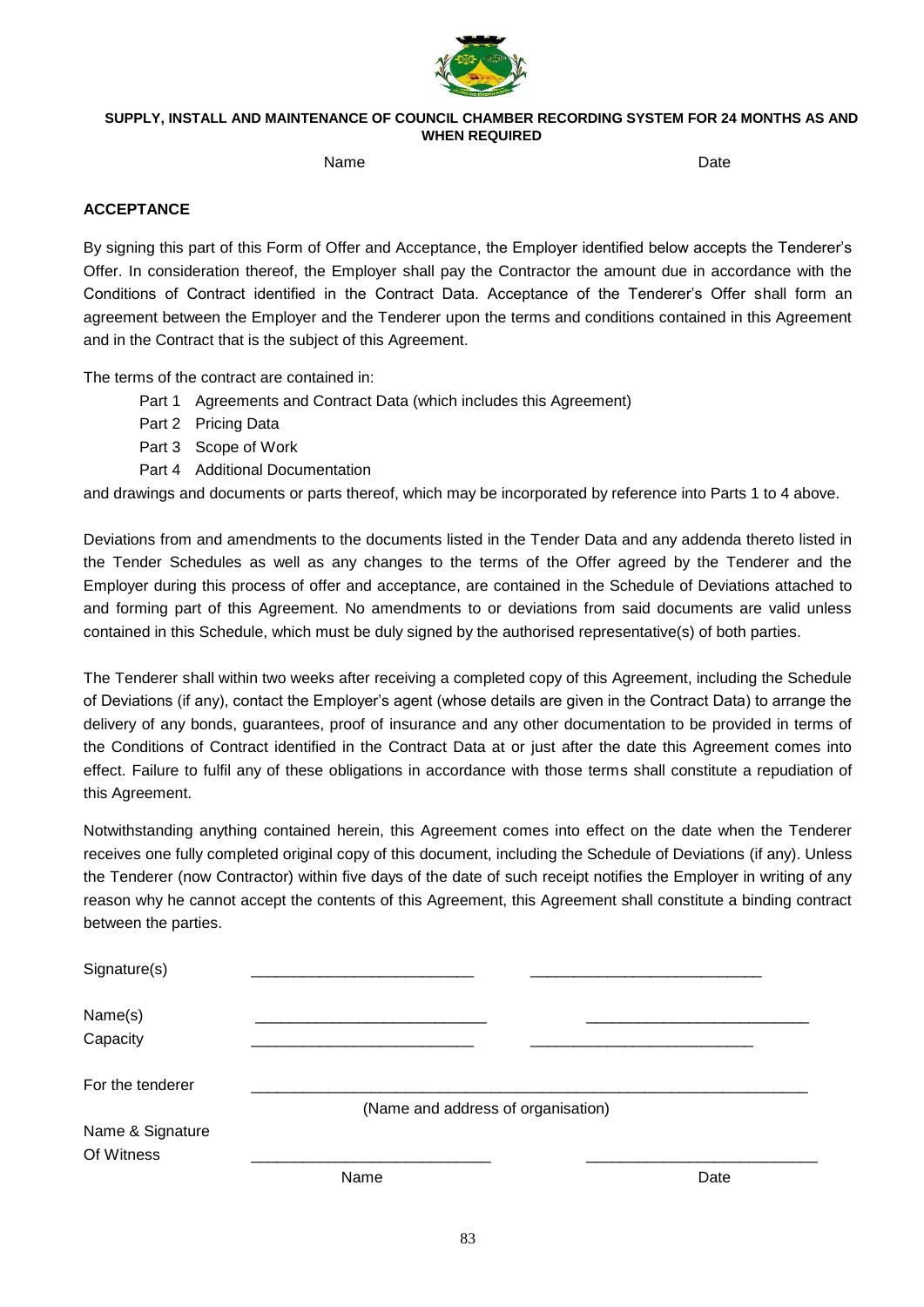**SUPPLY, INSTALL AND MAINTENANCE OF COUNCIL CHAMBER RECORDING SYSTEM FOR 24 MONTHS AS AND WHEN REQUIRED**

Name Date

## ACCEPTANCE

By signing this part of this Form of Offer and Acceptance, the Employer identified below accepts the Tenderer's Offer. In consideration thereof, the Employer shall pay the Contractor the amount due in accordance with the Conditions of Contract identified in the Contract Data. Acceptance of the Tenderer's Offer shall form an agreement between the Employer and the Tenderer upon the terms and conditions contained in this Agreement and in the Contract that is the subject of this Agreement.

The terms of the contract are contained in:

- Part 1 Agreements and Contract Data (which includes this Agreement)
- Part 2 Pricing Data
- Part 3 Scope of Work
- Part 4 Additional Documentation

and drawings and documents or parts thereof, which may be incorporated by reference into Parts 1 to 4 above.

Deviations from and amendments to the documents listed in the Tender Data and any addenda thereto listed in the Tender Schedules as well as any changes to the terms of the Offer agreed by the Tenderer and the Employer during this process of offer and acceptance, are contained in the Schedule of Deviations attached to and forming part of this Agreement. No amendments to or deviations from said documents are valid unless contained in this Schedule, which must be duly signed by the authorised representative(s) of both parties.

The Tenderer shall within two weeks after receiving a completed copy of this Agreement, including the Schedule of Deviations (if any), contact the Employer's agent (whose details are given in the Contract Data) to arrange the delivery of any bonds, guarantees, proof of insurance and any other documentation to be provided in terms of the Conditions of Contract identified in the Contract Data at or just after the date this Agreement comes into effect. Failure to fulfil any of these obligations in accordance with those terms shall constitute a repudiation of this Agreement.

Notwithstanding anything contained herein, this Agreement comes into effect on the date when the Tenderer receives one fully completed original copy of this document, including the Schedule of Deviations (if any). Unless the Tenderer (now Contractor) within five days of the date of such receipt notifies the Employer in writing of any reason why he cannot accept the contents of this Agreement, this Agreement shall constitute a binding contract between the parties.

Signature(s) \_\_\_\_\_\_\_\_\_\_\_\_\_\_\_\_\_\_\_\_\_\_\_\_\_\_ \_\_\_\_\_\_\_\_\_\_\_\_\_\_\_\_\_\_\_\_\_\_\_\_\_\_

Name(s) \_\_\_\_\_\_\_\_\_\_\_\_\_\_\_\_\_\_\_\_\_\_\_\_\_\_ \_\_\_\_\_\_\_\_\_\_\_\_\_\_\_\_\_\_\_\_\_\_\_\_\_\_

Capacity \_\_\_\_\_\_\_\_\_\_\_\_\_\_\_\_\_\_\_\_\_\_\_\_\_\_ \_\_\_\_\_\_\_\_\_\_\_\_\_\_\_\_\_\_\_\_\_\_\_\_\_\_

For the tenderer \_\_\_\_\_\_\_\_\_\_\_\_\_\_\_\_\_\_\_\_\_\_\_\_\_\_\_\_\_\_\_\_\_\_\_\_\_\_\_\_\_\_\_\_\_\_\_\_\_\_\_\_\_\_\_\_

(Name and address of organisation)

Name & Signature Of Witness \_\_\_\_\_\_\_\_\_\_\_\_\_\_\_\_\_\_\_\_\_\_\_\_\_\_ \_\_\_\_\_\_\_\_\_\_\_\_\_\_\_\_\_\_\_\_\_\_\_\_\_\_

Name Date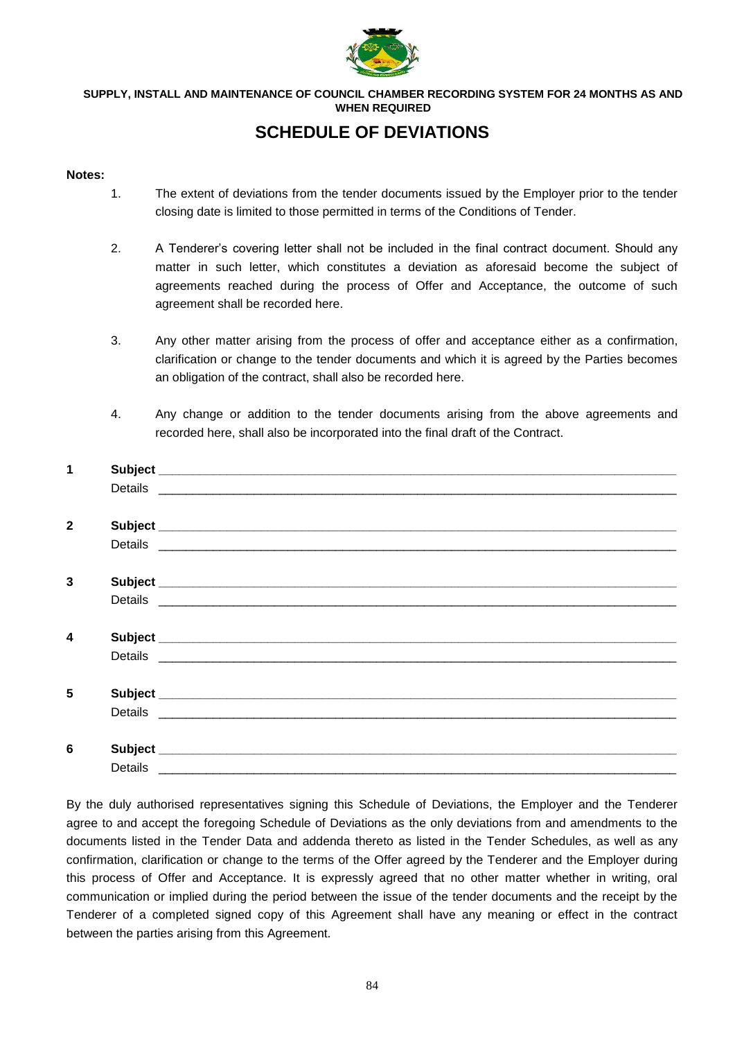**SUPPLY, INSTALL AND MAINTENANCE OF COUNCIL CHAMBER RECORDING SYSTEM FOR 24 MONTHS AS AND WHEN REQUIRED**

# SCHEDULE OF DEVIATIONS

**Notes:**

1. The extent of deviations from the tender documents issued by the Employer prior to the tender closing date is limited to those permitted in terms of the Conditions of Tender.

2. A Tenderer's covering letter shall not be included in the final contract document. Should any matter in such letter, which constitutes a deviation as aforesaid become the subject of agreements reached during the process of Offer and Acceptance, the outcome of such agreement shall be recorded here.

3. Any other matter arising from the process of offer and acceptance either as a confirmation, clarification or change to the tender documents and which it is agreed by the Parties becomes an obligation of the contract, shall also be recorded here.

4. Any change or addition to the tender documents arising from the above agreements and recorded here, shall also be incorporated into the final draft of the Contract.

**1** **Subject** ______________________________________________________________________

Details ______________________________________________________________________

**2** **Subject** ______________________________________________________________________

Details ______________________________________________________________________

**3** **Subject** ______________________________________________________________________

Details ______________________________________________________________________

**4** **Subject** ______________________________________________________________________

Details ______________________________________________________________________

**5** **Subject** ______________________________________________________________________

Details ______________________________________________________________________

**6** **Subject** ______________________________________________________________________

Details ______________________________________________________________________

By the duly authorised representatives signing this Schedule of Deviations, the Employer and the Tenderer agree to and accept the foregoing Schedule of Deviations as the only deviations from and amendments to the documents listed in the Tender Data and addenda thereto as listed in the Tender Schedules, as well as any confirmation, clarification or change to the terms of the Offer agreed by the Tenderer and the Employer during this process of Offer and Acceptance. It is expressly agreed that no other matter whether in writing, oral communication or implied during the period between the issue of the tender documents and the receipt by the Tenderer of a completed signed copy of this Agreement shall have any meaning or effect in the contract between the parties arising from this Agreement.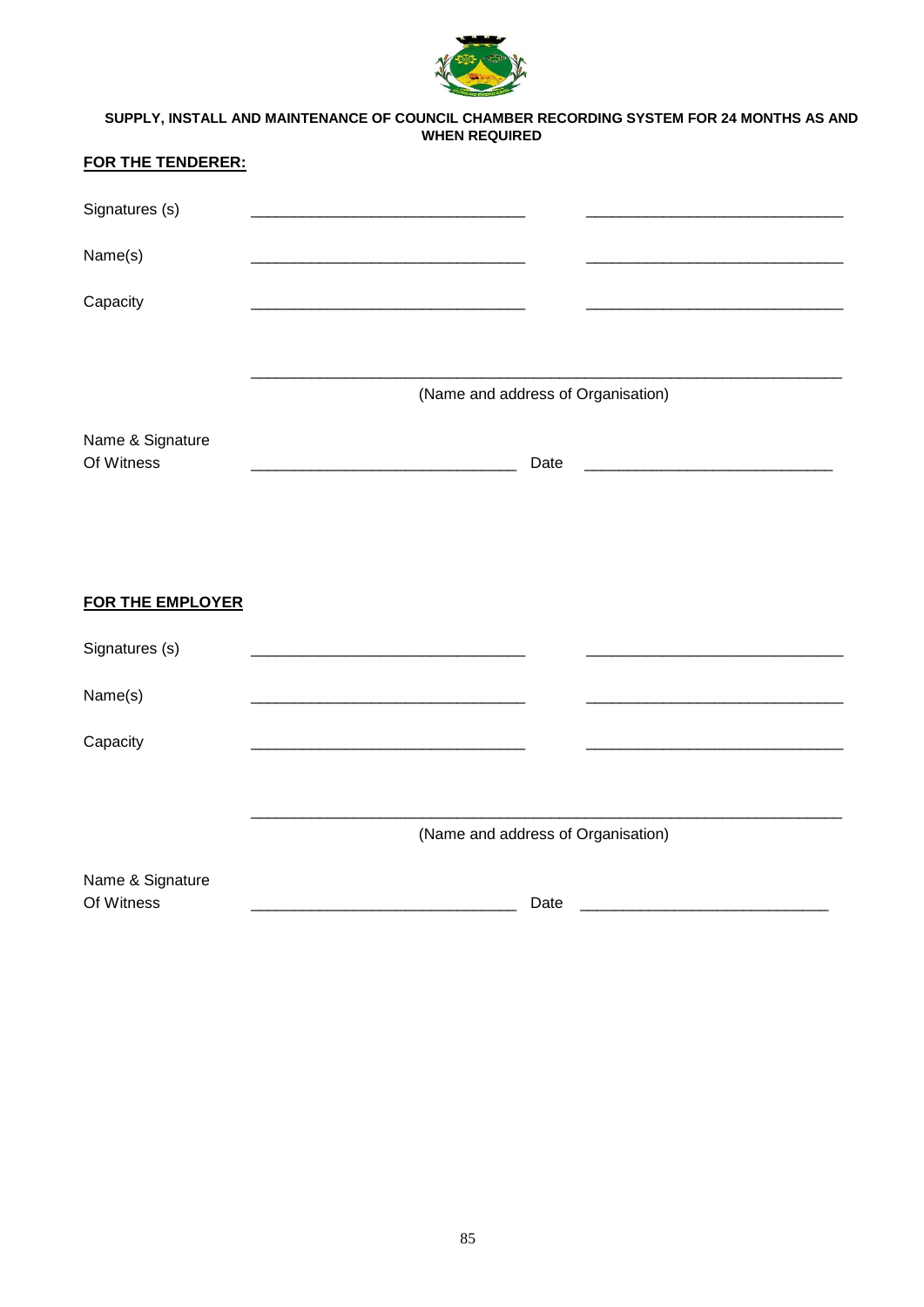**SUPPLY, INSTALL AND MAINTENANCE OF COUNCIL CHAMBER RECORDING SYSTEM FOR 24 MONTHS AS AND WHEN REQUIRED**

**FOR THE TENDERER:**

Signatures (s) \_\_\_\_\_\_\_\_\_\_\_\_\_\_\_\_\_\_\_\_\_\_\_\_\_\_\_\_\_\_\_\_ \_\_\_\_\_\_\_\_\_\_\_\_\_\_\_\_\_\_\_\_\_\_\_\_\_\_\_\_\_\_\_\_

Name(s) \_\_\_\_\_\_\_\_\_\_\_\_\_\_\_\_\_\_\_\_\_\_\_\_\_\_\_\_\_\_\_\_ \_\_\_\_\_\_\_\_\_\_\_\_\_\_\_\_\_\_\_\_\_\_\_\_\_\_\_\_\_\_\_\_

Capacity \_\_\_\_\_\_\_\_\_\_\_\_\_\_\_\_\_\_\_\_\_\_\_\_\_\_\_\_\_\_\_\_ \_\_\_\_\_\_\_\_\_\_\_\_\_\_\_\_\_\_\_\_\_\_\_\_\_\_\_\_\_\_\_\_

\_\_\_\_\_\_\_\_\_\_\_\_\_\_\_\_\_\_\_\_\_\_\_\_\_\_\_\_\_\_\_\_\_\_\_\_\_\_\_\_\_\_\_\_\_\_\_\_\_\_\_\_\_\_\_\_\_\_\_\_\_\_\_\_

(Name and address of Organisation)

Name & Signature
Of Witness \_\_\_\_\_\_\_\_\_\_\_\_\_\_\_\_\_\_\_\_\_\_\_\_\_\_\_\_\_\_\_\_ Date \_\_\_\_\_\_\_\_\_\_\_\_\_\_\_\_\_\_\_\_\_\_\_\_\_\_\_\_\_\_

**FOR THE EMPLOYER**

Signatures (s) \_\_\_\_\_\_\_\_\_\_\_\_\_\_\_\_\_\_\_\_\_\_\_\_\_\_\_\_\_\_\_\_ \_\_\_\_\_\_\_\_\_\_\_\_\_\_\_\_\_\_\_\_\_\_\_\_\_\_\_\_\_\_\_\_

Name(s) \_\_\_\_\_\_\_\_\_\_\_\_\_\_\_\_\_\_\_\_\_\_\_\_\_\_\_\_\_\_\_\_ \_\_\_\_\_\_\_\_\_\_\_\_\_\_\_\_\_\_\_\_\_\_\_\_\_\_\_\_\_\_\_\_

Capacity \_\_\_\_\_\_\_\_\_\_\_\_\_\_\_\_\_\_\_\_\_\_\_\_\_\_\_\_\_\_\_\_ \_\_\_\_\_\_\_\_\_\_\_\_\_\_\_\_\_\_\_\_\_\_\_\_\_\_\_\_\_\_\_\_

\_\_\_\_\_\_\_\_\_\_\_\_\_\_\_\_\_\_\_\_\_\_\_\_\_\_\_\_\_\_\_\_\_\_\_\_\_\_\_\_\_\_\_\_\_\_\_\_\_\_\_\_\_\_\_\_\_\_\_\_\_\_\_\_

(Name and address of Organisation)

Name & Signature
Of Witness \_\_\_\_\_\_\_\_\_\_\_\_\_\_\_\_\_\_\_\_\_\_\_\_\_\_\_\_\_\_\_\_ Date \_\_\_\_\_\_\_\_\_\_\_\_\_\_\_\_\_\_\_\_\_\_\_\_\_\_\_\_\_\_